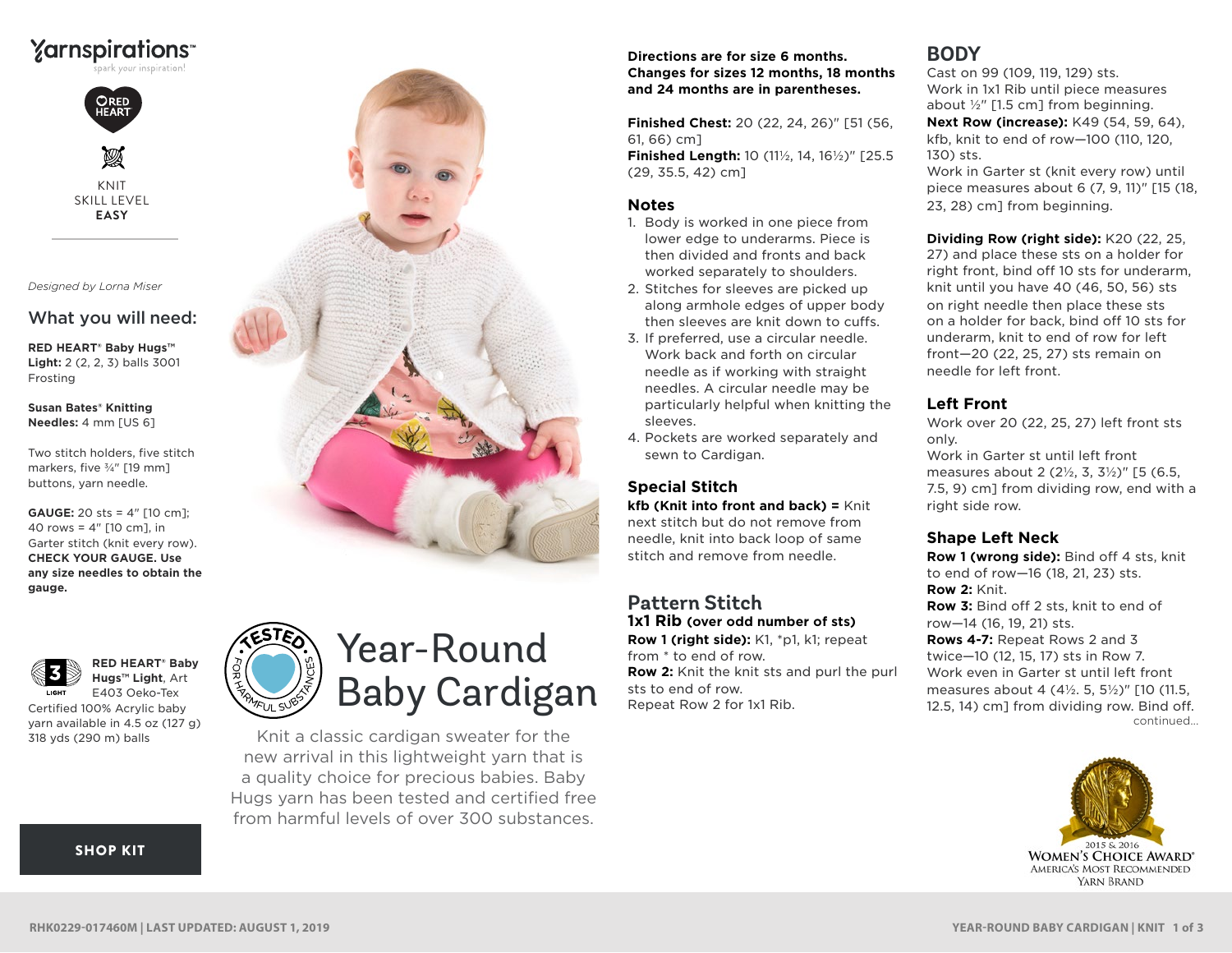Yarnspirations™
spark your inspiration!

RED HEART

KNIT
SKILL LEVEL
**EASY**

*Designed by Lorna Miser*

## What you will need:

**RED HEART® Baby Hugs™ Light:** 2 (2, 2, 3) balls 3001 Frosting

**Susan Bates® Knitting Needles:** 4 mm [US 6]

Two stitch holders, five stitch markers, five ¾" [19 mm] buttons, yarn needle.

**GAUGE:** 20 sts = 4" [10 cm]; 40 rows = 4" [10 cm], in Garter stitch (knit every row). **CHECK YOUR GAUGE. Use any size needles to obtain the gauge.**

**RED HEART® Baby Hugs™ Light**, Art E403 Oeko-Tex Certified 100% Acrylic baby yarn available in 4.5 oz (127 g) 318 yds (290 m) balls

SHOP KIT

TESTED FOR HARMFUL SUBSTANCES

# Year-Round Baby Cardigan

Knit a classic cardigan sweater for the new arrival in this lightweight yarn that is a quality choice for precious babies. Baby Hugs yarn has been tested and certified free from harmful levels of over 300 substances.

**Directions are for size 6 months. Changes for sizes 12 months, 18 months and 24 months are in parentheses.**

**Finished Chest:** 20 (22, 24, 26)" [51 (56, 61, 66) cm]
**Finished Length:** 10 (11½, 14, 16½)" [25.5 (29, 35.5, 42) cm]

## Notes

1. Body is worked in one piece from lower edge to underarms. Piece is then divided and fronts and back worked separately to shoulders.
2. Stitches for sleeves are picked up along armhole edges of upper body then sleeves are knit down to cuffs.
3. If preferred, use a circular needle. Work back and forth on circular needle as if working with straight needles. A circular needle may be particularly helpful when knitting the sleeves.
4. Pockets are worked separately and sewn to Cardigan.

## Special Stitch

**kfb (Knit into front and back) =** Knit next stitch but do not remove from needle, knit into back loop of same stitch and remove from needle.

## Pattern Stitch

**1x1 Rib (over odd number of sts)**
**Row 1 (right side):** K1, *p1, k1; repeat from * to end of row.
**Row 2:** Knit the knit sts and purl the purl sts to end of row.
Repeat Row 2 for 1x1 Rib.

## BODY

Cast on 99 (109, 119, 129) sts.
Work in 1x1 Rib until piece measures about ½" [1.5 cm] from beginning.
**Next Row (increase):** K49 (54, 59, 64), kfb, knit to end of row—100 (110, 120, 130) sts.
Work in Garter st (knit every row) until piece measures about 6 (7, 9, 11)" [15 (18, 23, 28) cm] from beginning.

**Dividing Row (right side):** K20 (22, 25, 27) and place these sts on a holder for right front, bind off 10 sts for underarm, knit until you have 40 (46, 50, 56) sts on right needle then place these sts on a holder for back, bind off 10 sts for underarm, knit to end of row for left front—20 (22, 25, 27) sts remain on needle for left front.

## Left Front

Work over 20 (22, 25, 27) left front sts only.
Work in Garter st until left front measures about 2 (2½, 3, 3½)" [5 (6.5, 7.5, 9) cm] from dividing row, end with a right side row.

## Shape Left Neck

**Row 1 (wrong side):** Bind off 4 sts, knit to end of row—16 (18, 21, 23) sts.
**Row 2:** Knit.
**Row 3:** Bind off 2 sts, knit to end of row—14 (16, 19, 21) sts.
**Rows 4-7:** Repeat Rows 2 and 3 twice—10 (12, 15, 17) sts in Row 7.
Work even in Garter st until left front measures about 4 (4½. 5, 5½)" [10 (11.5, 12.5, 14) cm] from dividing row. Bind off.

continued...

2015 & 2016 WOMEN'S CHOICE AWARD® AMERICA'S MOST RECOMMENDED YARN BRAND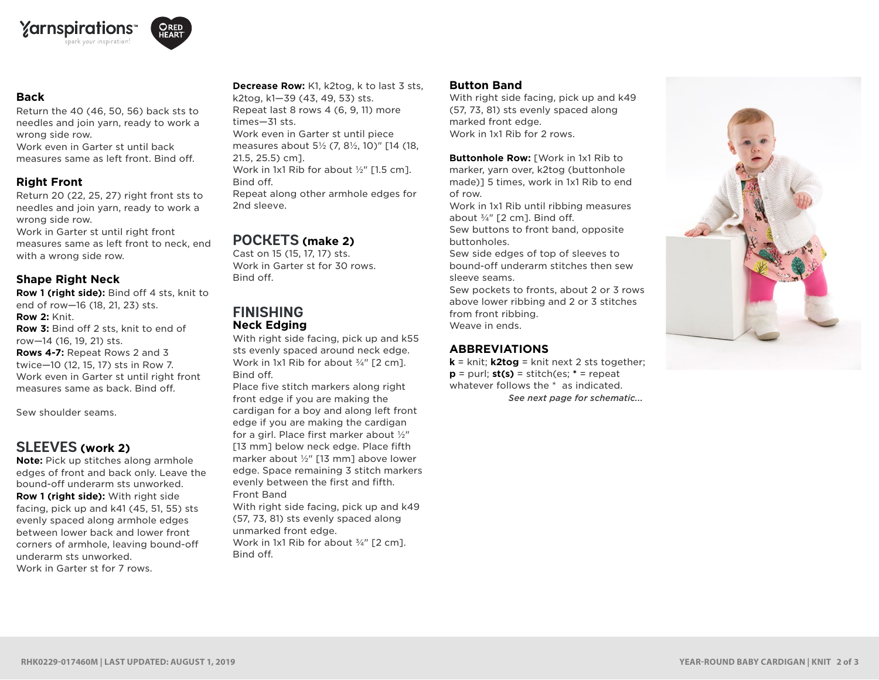## Back

Return the 40 (46, 50, 56) back sts to needles and join yarn, ready to work a wrong side row.

Work even in Garter st until back measures same as left front. Bind off.

## Right Front

Return 20 (22, 25, 27) right front sts to needles and join yarn, ready to work a wrong side row.

Work even in Garter st until right front measures same as left front to neck, end with a wrong side row.

## Shape Right Neck

**Row 1 (right side):** Bind off 4 sts, knit to end of row—16 (18, 21, 23) sts.

**Row 2:** Knit.

**Row 3:** Bind off 2 sts, knit to end of row—14 (16, 19, 21) sts.

**Rows 4-7:** Repeat Rows 2 and 3 twice—10 (12, 15, 17) sts in Row 7.

Work even in Garter st until right front measures same as back. Bind off.

Sew shoulder seams.

# SLEEVES (work 2)

**Note:** Pick up stitches along armhole edges of front and back only. Leave the bound-off underarm sts unworked.

**Row 1 (right side):** With right side facing, pick up and k41 (45, 51, 55) sts evenly spaced along armhole edges between lower back and lower front corners of armhole, leaving bound-off underarm sts unworked.

Work in Garter st for 7 rows.

**Decrease Row:** K1, k2tog, k to last 3 sts, k2tog, k1—39 (43, 49, 53) sts.

Repeat last 8 rows 4 (6, 9, 11) more times—31 sts.

Work even in Garter st until piece measures about 5½ (7, 8½, 10)" [14 (18, 21.5, 25.5) cm].

Work in 1x1 Rib for about ½" [1.5 cm]. Bind off.

Repeat along other armhole edges for 2nd sleeve.

# POCKETS (make 2)

Cast on 15 (15, 17, 17) sts.

Work in Garter st for 30 rows.

Bind off.

# FINISHING

## Neck Edging

With right side facing, pick up and k55 sts evenly spaced around neck edge.

Work in 1x1 Rib for about ¾" [2 cm]. Bind off.

Place five stitch markers along right front edge if you are making the cardigan for a boy and along left front edge if you are making the cardigan for a girl. Place first marker about ½" [13 mm] below neck edge. Place fifth marker about ½" [13 mm] above lower edge. Space remaining 3 stitch markers evenly between the first and fifth.

Front Band

With right side facing, pick up and k49 (57, 73, 81) sts evenly spaced along unmarked front edge.

Work in 1x1 Rib for about ¾" [2 cm]. Bind off.

## Button Band

With right side facing, pick up and k49 (57, 73, 81) sts evenly spaced along marked front edge.

Work in 1x1 Rib for 2 rows.

**Buttonhole Row:** [Work in 1x1 Rib to marker, yarn over, k2tog (buttonhole made)] 5 times, work in 1x1 Rib to end of row.

Work in 1x1 Rib until ribbing measures about ¾" [2 cm]. Bind off.

Sew buttons to front band, opposite buttonholes.

Sew side edges of top of sleeves to bound-off underarm stitches then sew sleeve seams.

Sew pockets to fronts, about 2 or 3 rows above lower ribbing and 2 or 3 stitches from front ribbing.

Weave in ends.

## ABBREVIATIONS

**k** = knit; **k2tog** = knit next 2 sts together; **p** = purl; **st(s)** = stitch(es; **\*** = repeat whatever follows the \* as indicated.

*See next page for schematic...*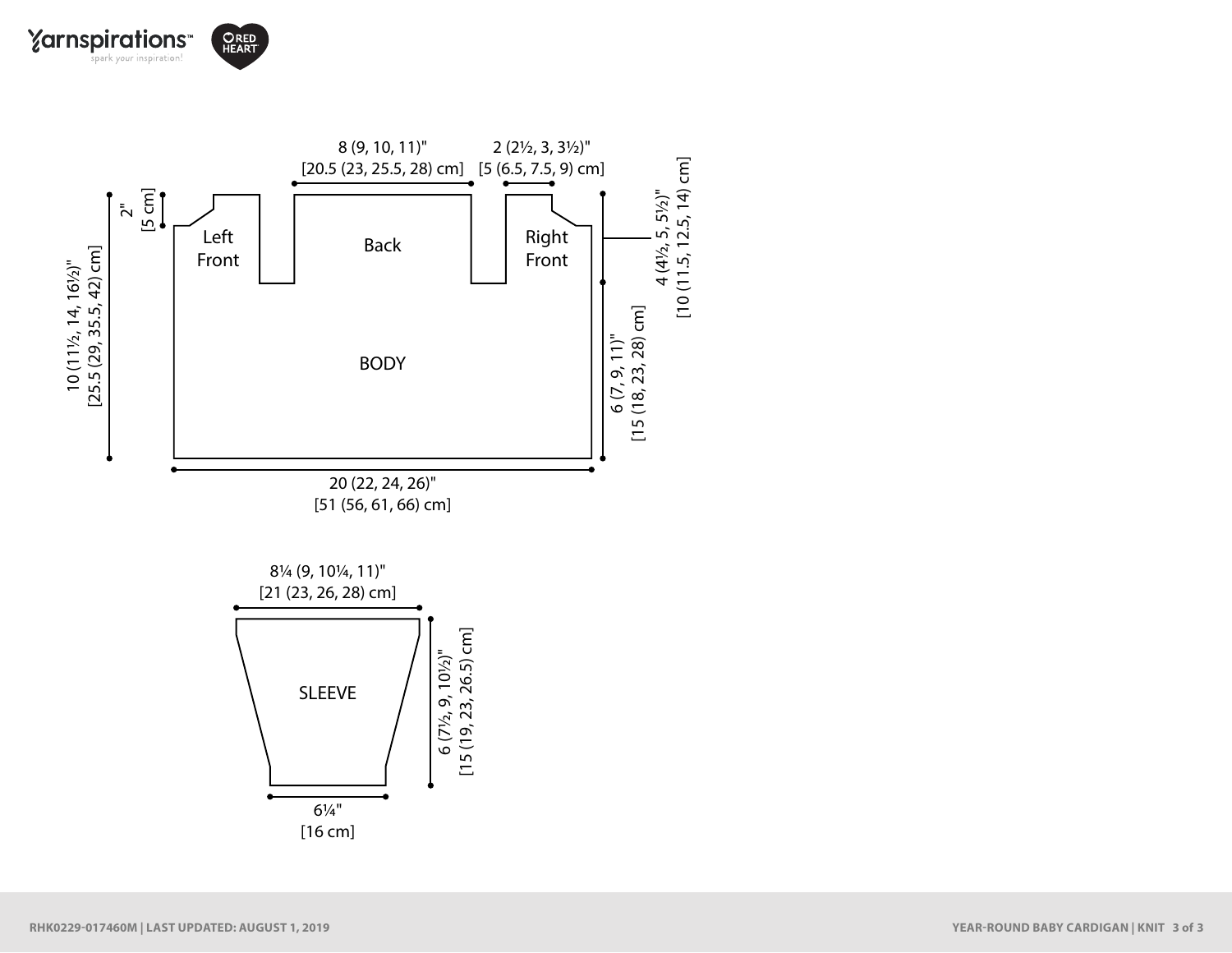8 (9, 10, 11)"
[20.5 (23, 25.5, 28) cm]

2 (2½, 3, 3½)"
[5 (6.5, 7.5, 9) cm]

2"
[5 cm]

10 (11½, 14, 16½)"
[25.5 (29, 35.5, 42) cm]

Left Front

Back

Right Front

BODY

4 (4½, 5, 5½)"
[10 (11.5, 12.5, 14) cm]

6 (7, 9, 11)"
[15 (18, 23, 28) cm]

20 (22, 24, 26)"
[51 (56, 61, 66) cm]

8¼ (9, 10¼, 11)"
[21 (23, 26, 28) cm]

SLEEVE

6 (7½, 9, 10½)"
[15 (19, 23, 26.5) cm]

6¼"
[16 cm]